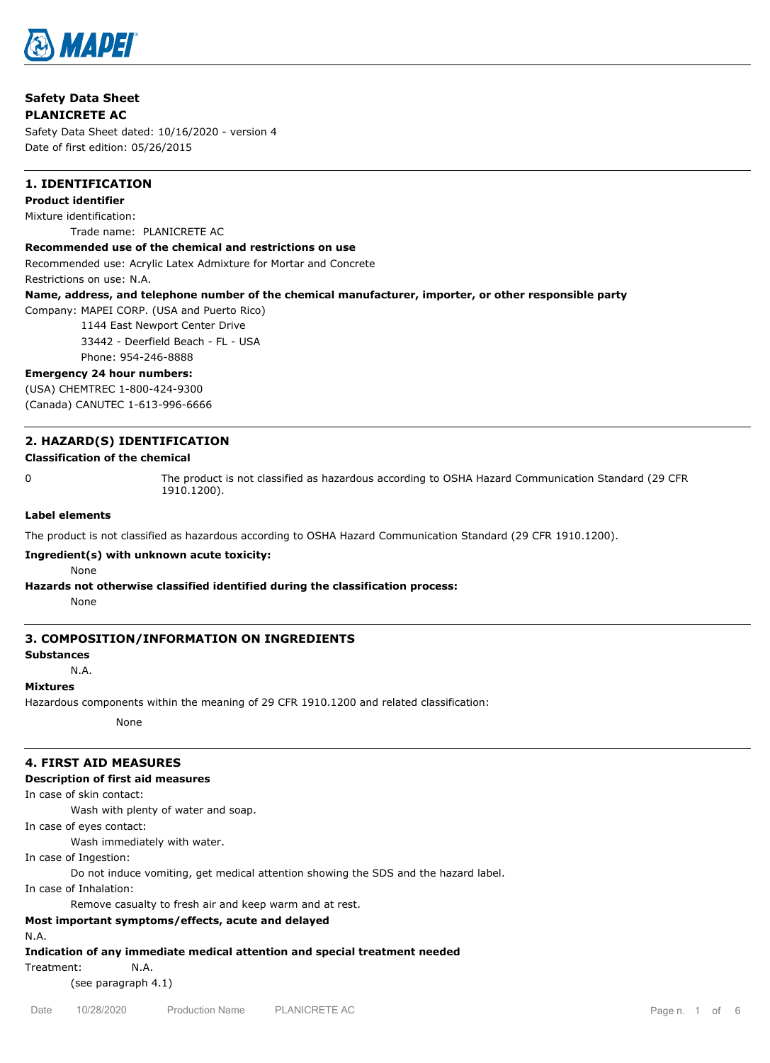MAPEI

**Safety Data Sheet**

**PLANICRETE AC**

Safety Data Sheet dated: 10/16/2020 - version 4

Date of first edition: 05/26/2015

## 1. IDENTIFICATION

**Product identifier**

Mixture identification:

Trade name: PLANICRETE AC

**Recommended use of the chemical and restrictions on use**

Recommended use: Acrylic Latex Admixture for Mortar and Concrete

Restrictions on use: N.A.

**Name, address, and telephone number of the chemical manufacturer, importer, or other responsible party**

Company: MAPEI CORP. (USA and Puerto Rico)

1144 East Newport Center Drive

33442 - Deerfield Beach - FL - USA

Phone: 954-246-8888

**Emergency 24 hour numbers:**

(USA) CHEMTREC 1-800-424-9300

(Canada) CANUTEC 1-613-996-6666

## 2. HAZARD(S) IDENTIFICATION

**Classification of the chemical**

0 The product is not classified as hazardous according to OSHA Hazard Communication Standard (29 CFR 1910.1200).

**Label elements**

The product is not classified as hazardous according to OSHA Hazard Communication Standard (29 CFR 1910.1200).

**Ingredient(s) with unknown acute toxicity:**

None

**Hazards not otherwise classified identified during the classification process:**

None

## 3. COMPOSITION/INFORMATION ON INGREDIENTS

**Substances**

N.A.

**Mixtures**

Hazardous components within the meaning of 29 CFR 1910.1200 and related classification:

None

## 4. FIRST AID MEASURES

**Description of first aid measures**

In case of skin contact:

Wash with plenty of water and soap.

In case of eyes contact:

Wash immediately with water.

In case of Ingestion:

Do not induce vomiting, get medical attention showing the SDS and the hazard label.

In case of Inhalation:

Remove casualty to fresh air and keep warm and at rest.

**Most important symptoms/effects, acute and delayed**

N.A.

**Indication of any immediate medical attention and special treatment needed**

Treatment: N.A.

(see paragraph 4.1)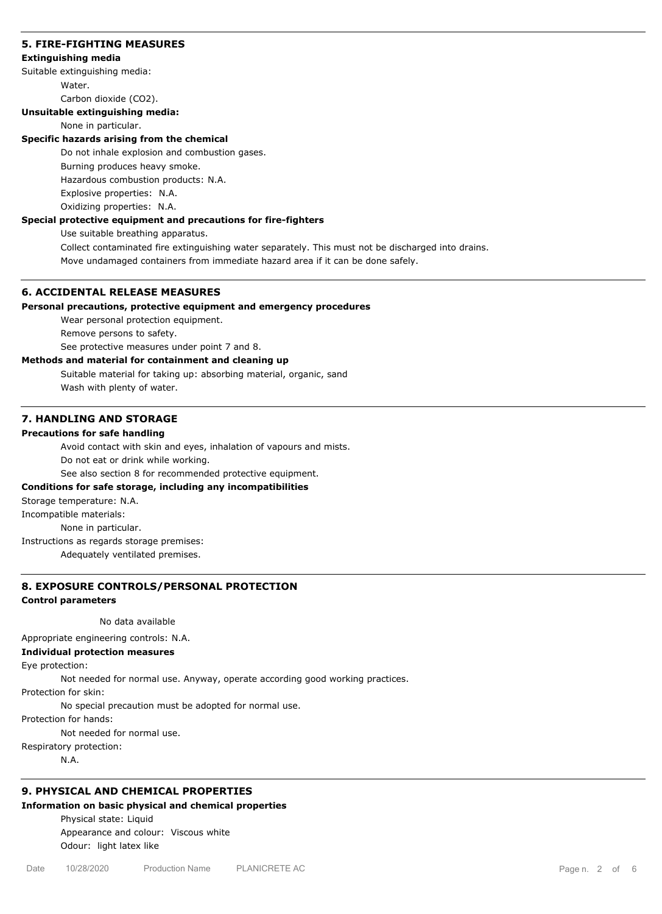## 5. FIRE-FIGHTING MEASURES

**Extinguishing media**

Suitable extinguishing media:

Water.

Carbon dioxide ($CO_2$).

**Unsuitable extinguishing media:**

None in particular.

**Specific hazards arising from the chemical**

Do not inhale explosion and combustion gases.

Burning produces heavy smoke.

Hazardous combustion products: N.A.

Explosive properties: N.A.

Oxidizing properties: N.A.

**Special protective equipment and precautions for fire-fighters**

Use suitable breathing apparatus.

Collect contaminated fire extinguishing water separately. This must not be discharged into drains.

Move undamaged containers from immediate hazard area if it can be done safely.

## 6. ACCIDENTAL RELEASE MEASURES

**Personal precautions, protective equipment and emergency procedures**

Wear personal protection equipment.

Remove persons to safety.

See protective measures under point 7 and 8.

**Methods and material for containment and cleaning up**

Suitable material for taking up: absorbing material, organic, sand

Wash with plenty of water.

## 7. HANDLING AND STORAGE

**Precautions for safe handling**

Avoid contact with skin and eyes, inhalation of vapours and mists.

Do not eat or drink while working.

See also section 8 for recommended protective equipment.

**Conditions for safe storage, including any incompatibilities**

Storage temperature: N.A.

Incompatible materials:

None in particular.

Instructions as regards storage premises:

Adequately ventilated premises.

## 8. EXPOSURE CONTROLS/PERSONAL PROTECTION

**Control parameters**

No data available

Appropriate engineering controls: N.A.

**Individual protection measures**

Eye protection:

Not needed for normal use. Anyway, operate according good working practices.

Protection for skin:

No special precaution must be adopted for normal use.

Protection for hands:

Not needed for normal use.

Respiratory protection:

N.A.

## 9. PHYSICAL AND CHEMICAL PROPERTIES

**Information on basic physical and chemical properties**

Physical state: Liquid

Appearance and colour: Viscous white

Odour: light latex like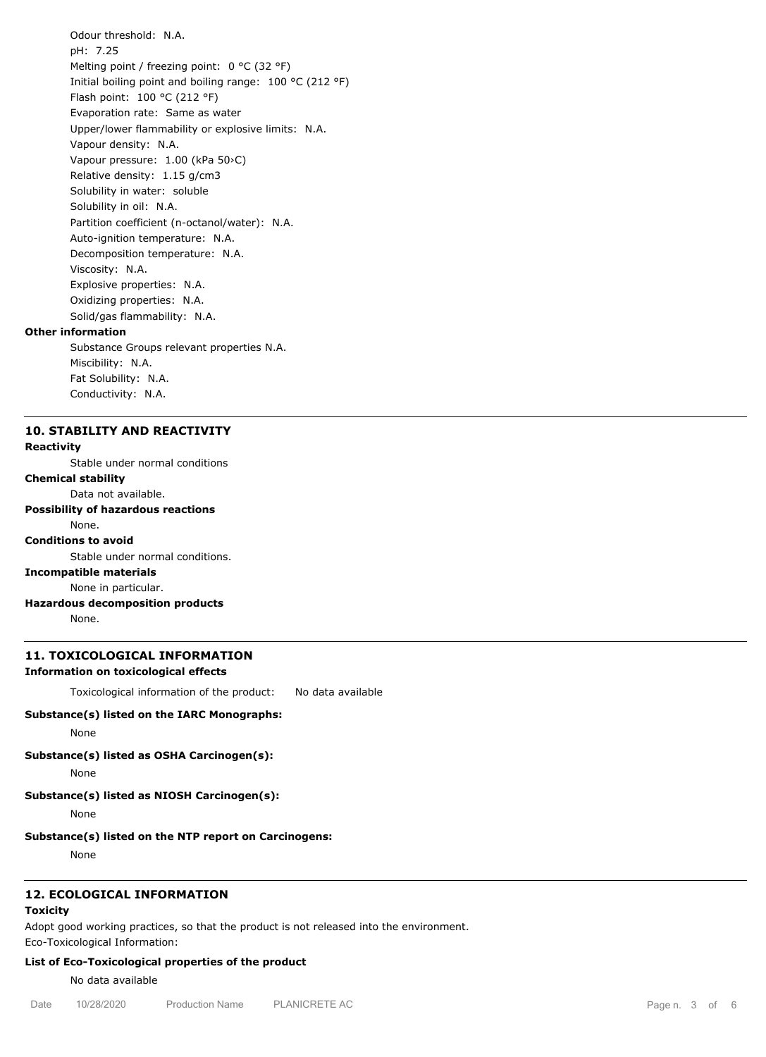Odour threshold: N.A.
pH: 7.25
Melting point / freezing point: 0 °C (32 °F)
Initial boiling point and boiling range: 100 °C (212 °F)
Flash point: 100 °C (212 °F)
Evaporation rate: Same as water
Upper/lower flammability or explosive limits: N.A.
Vapour density: N.A.
Vapour pressure: 1.00 (kPa 50›C)
Relative density: 1.15 g/cm3
Solubility in water: soluble
Solubility in oil: N.A.
Partition coefficient (n-octanol/water): N.A.
Auto-ignition temperature: N.A.
Decomposition temperature: N.A.
Viscosity: N.A.
Explosive properties: N.A.
Oxidizing properties: N.A.
Solid/gas flammability: N.A.

**Other information**

Substance Groups relevant properties N.A.
Miscibility: N.A.
Fat Solubility: N.A.
Conductivity: N.A.

## 10. STABILITY AND REACTIVITY

**Reactivity**

Stable under normal conditions

**Chemical stability**

Data not available.

**Possibility of hazardous reactions**

None.

**Conditions to avoid**

Stable under normal conditions.

**Incompatible materials**

None in particular.

**Hazardous decomposition products**

None.

## 11. TOXICOLOGICAL INFORMATION

**Information on toxicological effects**

Toxicological information of the product: No data available

**Substance(s) listed on the IARC Monographs:**

None

**Substance(s) listed as OSHA Carcinogen(s):**

None

**Substance(s) listed as NIOSH Carcinogen(s):**

None

**Substance(s) listed on the NTP report on Carcinogens:**

None

## 12. ECOLOGICAL INFORMATION

**Toxicity**

Adopt good working practices, so that the product is not released into the environment.
Eco-Toxicological Information:

**List of Eco-Toxicological properties of the product**

No data available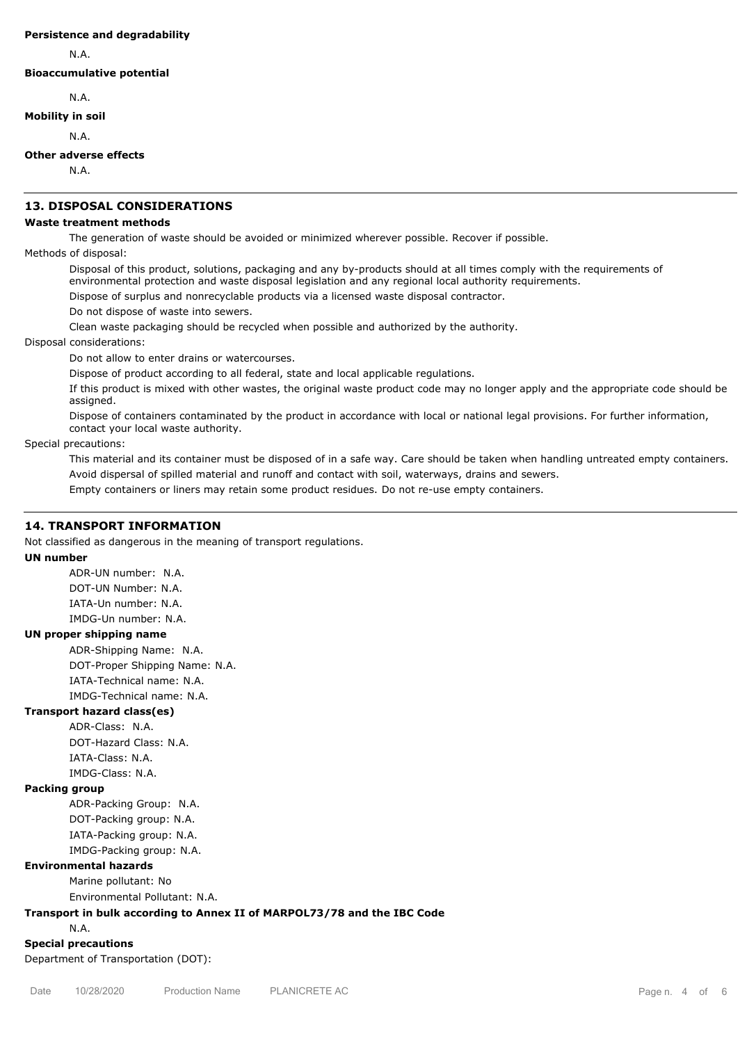**Persistence and degradability**

N.A.

**Bioaccumulative potential**

N.A.

**Mobility in soil**

N.A.

**Other adverse effects**

N.A.

## 13. DISPOSAL CONSIDERATIONS

**Waste treatment methods**

The generation of waste should be avoided or minimized wherever possible. Recover if possible.

Methods of disposal:

Disposal of this product, solutions, packaging and any by-products should at all times comply with the requirements of environmental protection and waste disposal legislation and any regional local authority requirements.

Dispose of surplus and nonrecyclable products via a licensed waste disposal contractor.

Do not dispose of waste into sewers.

Clean waste packaging should be recycled when possible and authorized by the authority.

Disposal considerations:

Do not allow to enter drains or watercourses.

Dispose of product according to all federal, state and local applicable regulations.

If this product is mixed with other wastes, the original waste product code may no longer apply and the appropriate code should be assigned.

Dispose of containers contaminated by the product in accordance with local or national legal provisions. For further information, contact your local waste authority.

Special precautions:

This material and its container must be disposed of in a safe way. Care should be taken when handling untreated empty containers.

Avoid dispersal of spilled material and runoff and contact with soil, waterways, drains and sewers.

Empty containers or liners may retain some product residues. Do not re-use empty containers.

## 14. TRANSPORT INFORMATION

Not classified as dangerous in the meaning of transport regulations.

**UN number**

ADR-UN number: N.A.

DOT-UN Number: N.A.

IATA-Un number: N.A.

IMDG-Un number: N.A.

**UN proper shipping name**

ADR-Shipping Name: N.A.

DOT-Proper Shipping Name: N.A.

IATA-Technical name: N.A.

IMDG-Technical name: N.A.

**Transport hazard class(es)**

ADR-Class: N.A.

DOT-Hazard Class: N.A.

IATA-Class: N.A.

IMDG-Class: N.A.

**Packing group**

ADR-Packing Group: N.A.

DOT-Packing group: N.A.

IATA-Packing group: N.A.

IMDG-Packing group: N.A.

**Environmental hazards**

Marine pollutant: No

Environmental Pollutant: N.A.

**Transport in bulk according to Annex II of MARPOL73/78 and the IBC Code**

N.A.

**Special precautions**

Department of Transportation (DOT):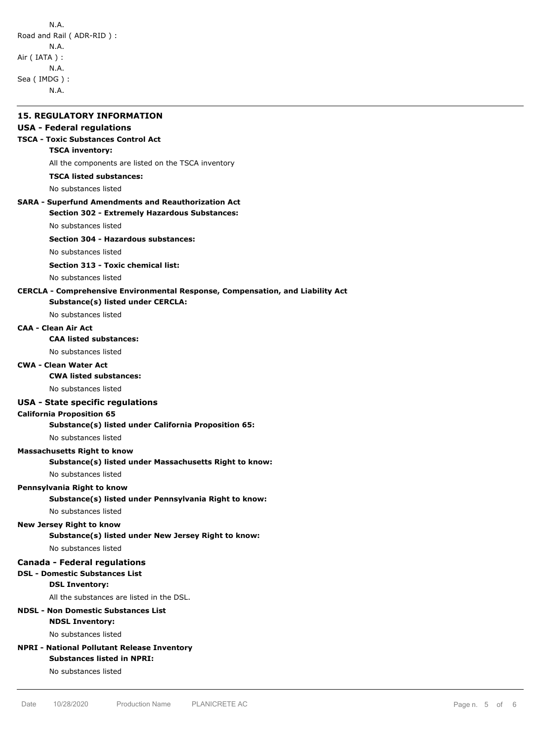N.A.

Road and Rail ( ADR-RID ) :

N.A.

Air ( IATA ) :

N.A.

Sea ( IMDG ) :

N.A.

---

## 15. REGULATORY INFORMATION

### USA - Federal regulations

**TSCA - Toxic Substances Control Act**

**TSCA inventory:**

All the components are listed on the TSCA inventory

**TSCA listed substances:**

No substances listed

**SARA - Superfund Amendments and Reauthorization Act**

**Section 302 - Extremely Hazardous Substances:**

No substances listed

**Section 304 - Hazardous substances:**

No substances listed

**Section 313 - Toxic chemical list:**

No substances listed

**CERCLA - Comprehensive Environmental Response, Compensation, and Liability Act**

**Substance(s) listed under CERCLA:**

No substances listed

**CAA - Clean Air Act**

**CAA listed substances:**

No substances listed

**CWA - Clean Water Act**

**CWA listed substances:**

No substances listed

### USA - State specific regulations

**California Proposition 65**

**Substance(s) listed under California Proposition 65:**

No substances listed

**Massachusetts Right to know**

**Substance(s) listed under Massachusetts Right to know:**

No substances listed

**Pennsylvania Right to know**

**Substance(s) listed under Pennsylvania Right to know:**

No substances listed

**New Jersey Right to know**

**Substance(s) listed under New Jersey Right to know:**

No substances listed

### Canada - Federal regulations

**DSL - Domestic Substances List**

**DSL Inventory:**

All the substances are listed in the DSL.

**NDSL - Non Domestic Substances List**

**NDSL Inventory:**

No substances listed

**NPRI - National Pollutant Release Inventory**

**Substances listed in NPRI:**

No substances listed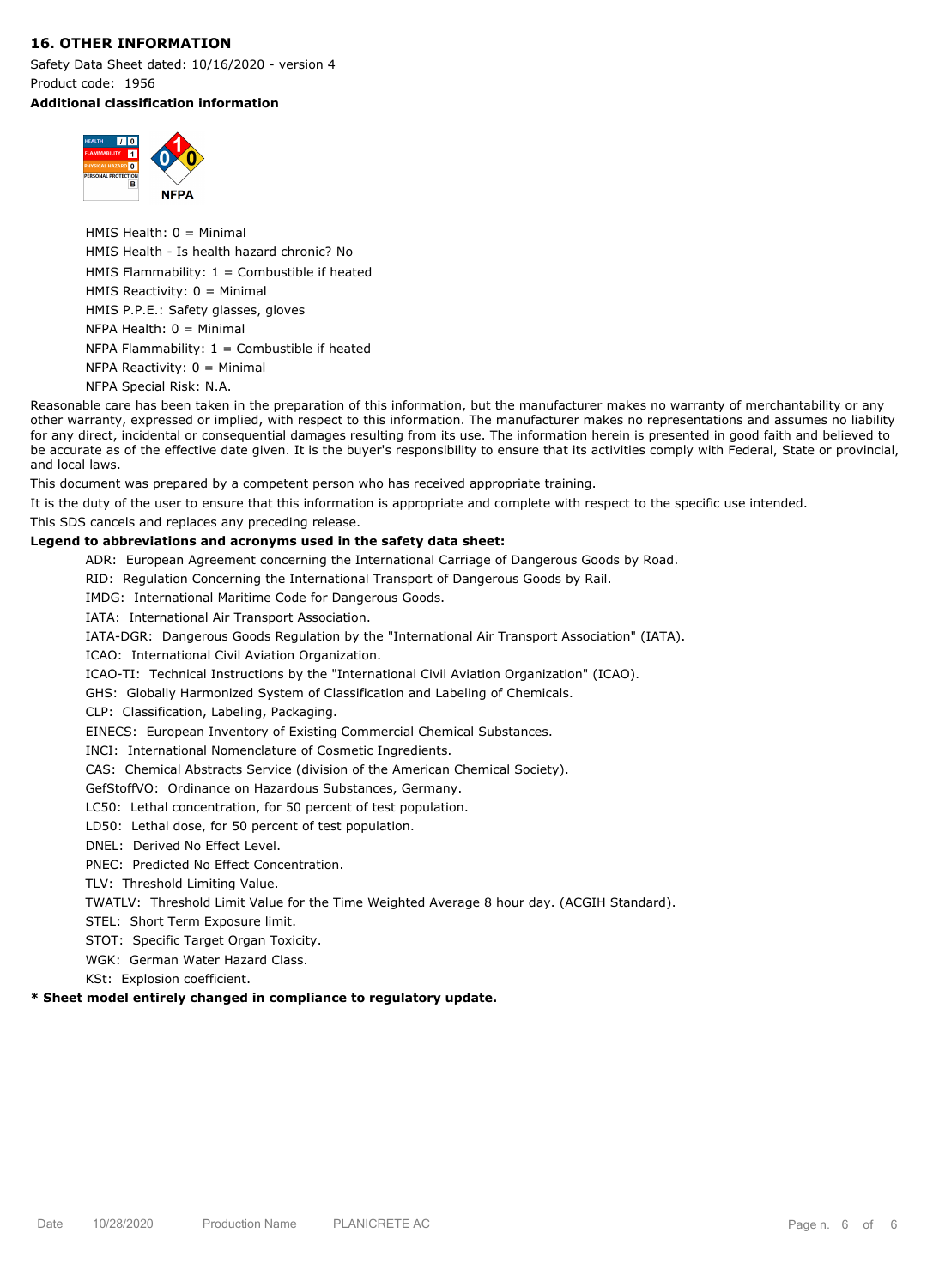## 16. OTHER INFORMATION

Safety Data Sheet dated: 10/16/2020 - version 4

Product code: 1956

**Additional classification information**

NFPA

HMIS Health: 0 = Minimal

HMIS Health - Is health hazard chronic? No

HMIS Flammability: 1 = Combustible if heated

HMIS Reactivity: 0 = Minimal

HMIS P.P.E.: Safety glasses, gloves

NFPA Health: 0 = Minimal

NFPA Flammability: 1 = Combustible if heated

NFPA Reactivity: 0 = Minimal

NFPA Special Risk: N.A.

Reasonable care has been taken in the preparation of this information, but the manufacturer makes no warranty of merchantability or any other warranty, expressed or implied, with respect to this information. The manufacturer makes no representations and assumes no liability for any direct, incidental or consequential damages resulting from its use. The information herein is presented in good faith and believed to be accurate as of the effective date given. It is the buyer's responsibility to ensure that its activities comply with Federal, State or provincial, and local laws.

This document was prepared by a competent person who has received appropriate training.

It is the duty of the user to ensure that this information is appropriate and complete with respect to the specific use intended.

This SDS cancels and replaces any preceding release.

**Legend to abbreviations and acronyms used in the safety data sheet:**

ADR: European Agreement concerning the International Carriage of Dangerous Goods by Road.

RID: Regulation Concerning the International Transport of Dangerous Goods by Rail.

IMDG: International Maritime Code for Dangerous Goods.

IATA: International Air Transport Association.

IATA-DGR: Dangerous Goods Regulation by the "International Air Transport Association" (IATA).

ICAO: International Civil Aviation Organization.

ICAO-TI: Technical Instructions by the "International Civil Aviation Organization" (ICAO).

GHS: Globally Harmonized System of Classification and Labeling of Chemicals.

CLP: Classification, Labeling, Packaging.

EINECS: European Inventory of Existing Commercial Chemical Substances.

INCI: International Nomenclature of Cosmetic Ingredients.

CAS: Chemical Abstracts Service (division of the American Chemical Society).

GefStoffVO: Ordinance on Hazardous Substances, Germany.

LC50: Lethal concentration, for 50 percent of test population.

LD50: Lethal dose, for 50 percent of test population.

DNEL: Derived No Effect Level.

PNEC: Predicted No Effect Concentration.

TLV: Threshold Limiting Value.

TWATLV: Threshold Limit Value for the Time Weighted Average 8 hour day. (ACGIH Standard).

STEL: Short Term Exposure limit.

STOT: Specific Target Organ Toxicity.

WGK: German Water Hazard Class.

KSt: Explosion coefficient.

**\* Sheet model entirely changed in compliance to regulatory update.**